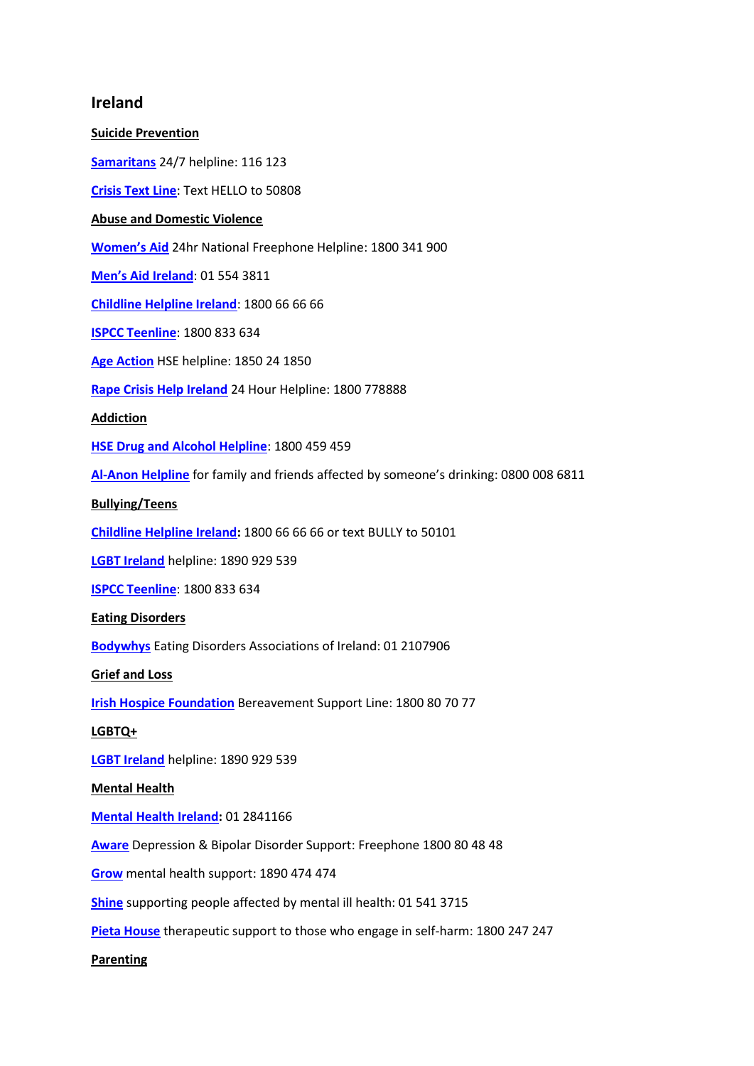# Ireland

**Suicide Prevention**

**Samaritans** 24/7 helpline: 116 123

**Crisis Text Line**: Text HELLO to 50808

**Abuse and Domestic Violence**

**Women's Aid** 24hr National Freephone Helpline: 1800 341 900

**Men's Aid Ireland**: 01 554 3811

**Childline Helpline Ireland**: 1800 66 66 66

**ISPCC Teenline**: 1800 833 634

**Age Action** HSE helpline: 1850 24 1850

**Rape Crisis Help Ireland** 24 Hour Helpline: 1800 778888

**Addiction**

**HSE Drug and Alcohol Helpline**: 1800 459 459

**Al-Anon Helpline** for family and friends affected by someone's drinking: 0800 008 6811

**Bullying/Teens**

**Childline Helpline Ireland:** 1800 66 66 66 or text BULLY to 50101

**LGBT Ireland** helpline: 1890 929 539

**ISPCC Teenline**: 1800 833 634

**Eating Disorders**

**Bodywhys** Eating Disorders Associations of Ireland: 01 2107906

**Grief and Loss**

**Irish Hospice Foundation** Bereavement Support Line: 1800 80 70 77

**LGBTQ+**

**LGBT Ireland** helpline: 1890 929 539

**Mental Health**

**Mental Health Ireland:** 01 2841166

**Aware** Depression & Bipolar Disorder Support: Freephone 1800 80 48 48

**Grow** mental health support: 1890 474 474

**Shine** supporting people affected by mental ill health: 01 541 3715

**Pieta House** therapeutic support to those who engage in self-harm: 1800 247 247

**Parenting**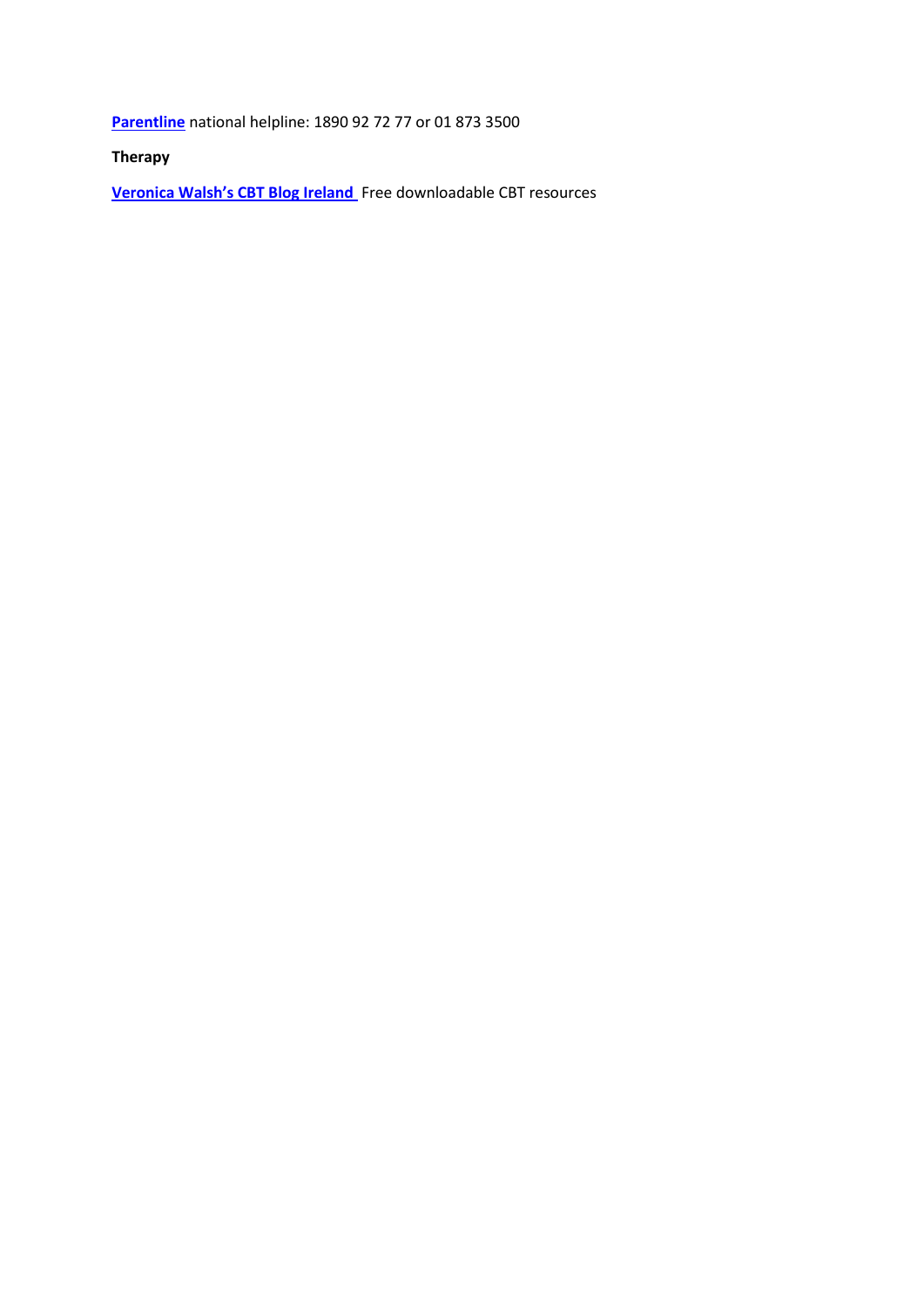**Parentline** national helpline: 1890 92 72 77 or 01 873 3500

**Therapy**

**Veronica Walsh's CBT Blog Ireland** Free downloadable CBT resources